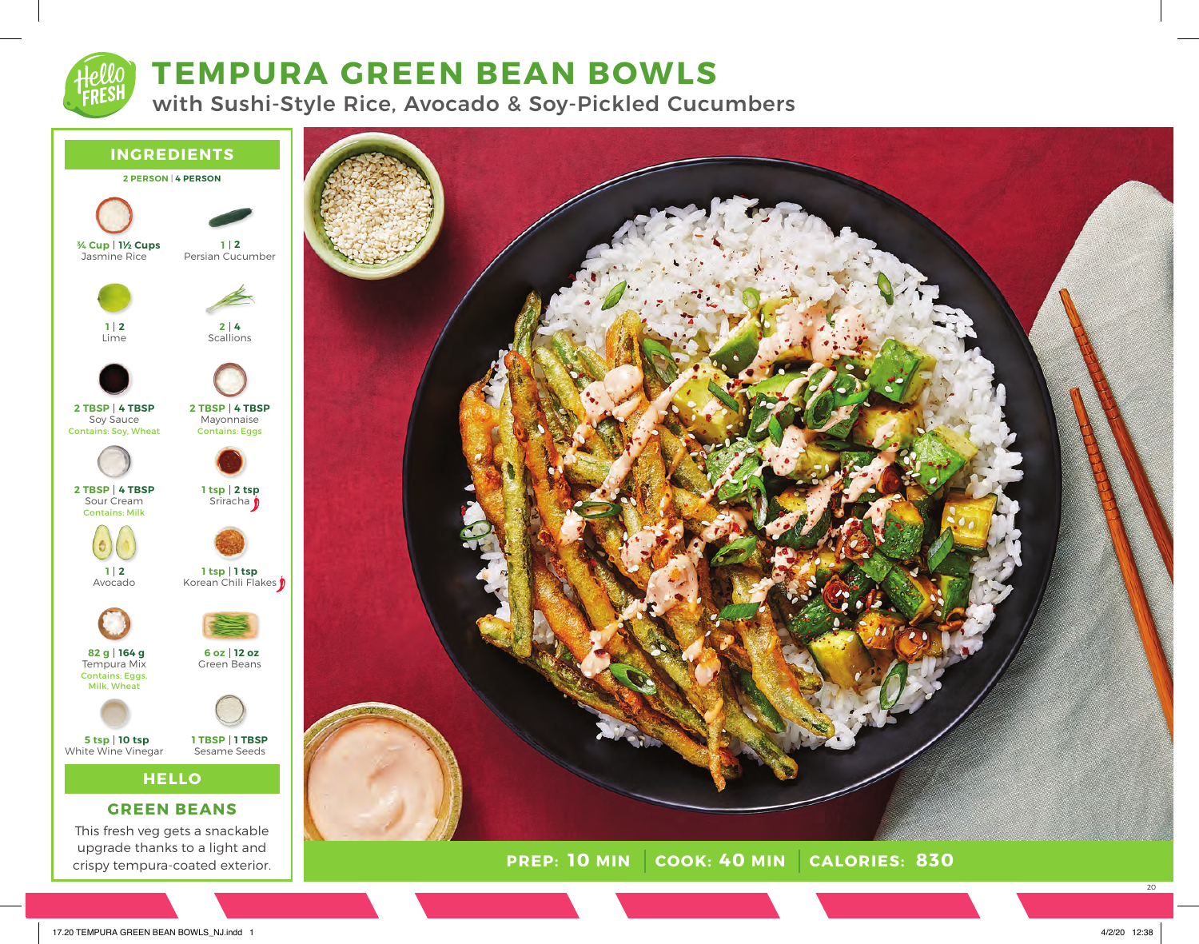# TEMPURA GREEN BEAN BOWLS

## with Sushi-Style Rice, Avocado & Soy-Pickled Cucumbers

## INGREDIENTS

**2 PERSON | 4 PERSON**

| Amount (2 Person \| 4 Person) | Ingredient | Allergens |
|---|---|---|
| ¾ Cup \| 1½ Cups | Jasmine Rice | |
| 1 \| 2 | Persian Cucumber | |
| 1 \| 2 | Lime | |
| 2 \| 4 | Scallions | |
| 2 TBSP \| 4 TBSP | Soy Sauce | Contains: Soy, Wheat |
| 2 TBSP \| 4 TBSP | Mayonnaise | Contains: Eggs |
| 2 TBSP \| 4 TBSP | Sour Cream | Contains: Milk |
| 1 tsp \| 2 tsp | Sriracha | |
| 1 \| 2 | Avocado | |
| 1 tsp \| 1 tsp | Korean Chili Flakes | |
| 82 g \| 164 g | Tempura Mix | Contains: Eggs, Milk, Wheat |
| 6 oz \| 12 oz | Green Beans | |
| 5 tsp \| 10 tsp | White Wine Vinegar | |
| 1 TBSP \| 1 TBSP | Sesame Seeds | |

## HELLO

### GREEN BEANS

This fresh veg gets a snackable upgrade thanks to a light and crispy tempura-coated exterior.

**PREP: 10 MIN | COOK: 40 MIN | CALORIES: 830**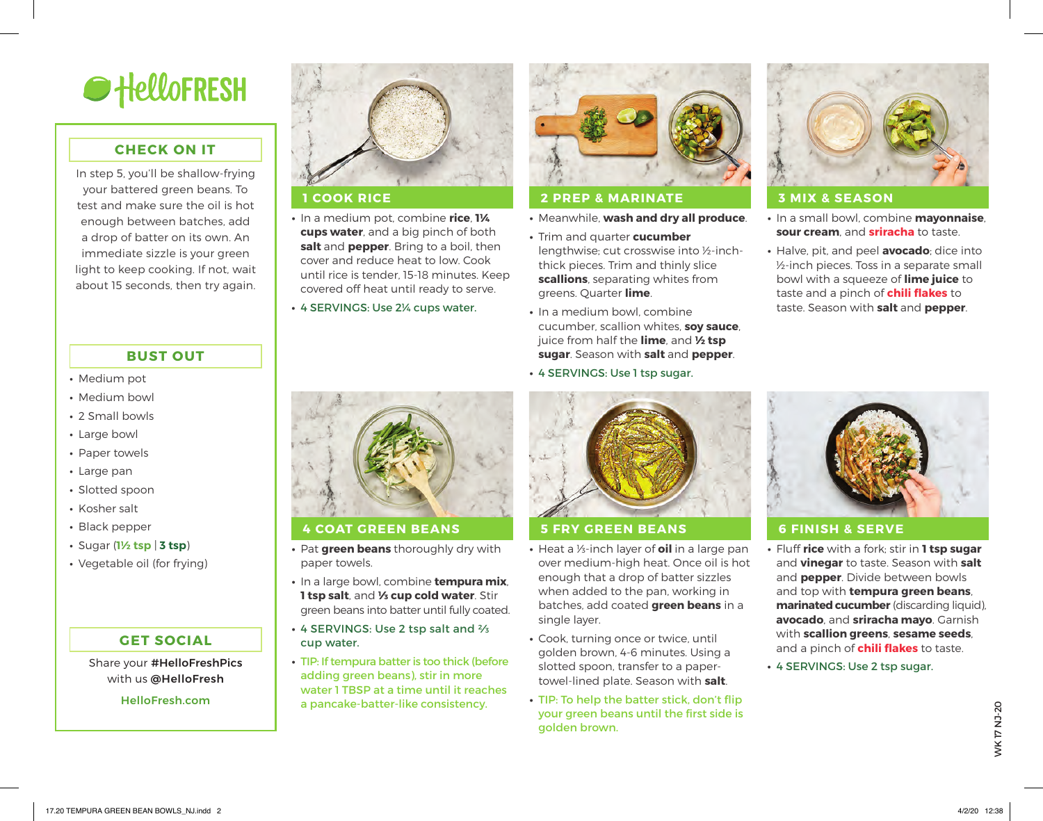HelloFRESH

## CHECK ON IT

In step 5, you'll be shallow-frying your battered green beans. To test and make sure the oil is hot enough between batches, add a drop of batter on its own. An immediate sizzle is your green light to keep cooking. If not, wait about 15 seconds, then try again.

## BUST OUT

- Medium pot
- Medium bowl
- 2 Small bowls
- Large bowl
- Paper towels
- Large pan
- Slotted spoon
- Kosher salt
- Black pepper
- Sugar (1½ tsp | 3 tsp)
- Vegetable oil (for frying)

## GET SOCIAL

Share your **#HelloFreshPics** with us **@HelloFresh**

HelloFresh.com

## 1 COOK RICE

- In a medium pot, combine **rice**, **1¼ cups water**, and a big pinch of both **salt** and **pepper**. Bring to a boil, then cover and reduce heat to low. Cook until rice is tender, 15-18 minutes. Keep covered off heat until ready to serve.
- 4 SERVINGS: Use 2¼ cups water.

## 2 PREP & MARINATE

- Meanwhile, **wash and dry all produce**.
- Trim and quarter **cucumber** lengthwise; cut crosswise into ½-inch-thick pieces. Trim and thinly slice **scallions**, separating whites from greens. Quarter **lime**.
- In a medium bowl, combine cucumber, scallion whites, **soy sauce**, juice from half the **lime**, and **½ tsp sugar**. Season with **salt** and **pepper**.
- 4 SERVINGS: Use 1 tsp sugar.

## 3 MIX & SEASON

- In a small bowl, combine **mayonnaise**, **sour cream**, and **sriracha** to taste.
- Halve, pit, and peel **avocado**; dice into ½-inch pieces. Toss in a separate small bowl with a squeeze of **lime juice** to taste and a pinch of **chili flakes** to taste. Season with **salt** and **pepper**.

## 4 COAT GREEN BEANS

- Pat **green beans** thoroughly dry with paper towels.
- In a large bowl, combine **tempura mix**, **1 tsp salt**, and **⅓ cup cold water**. Stir green beans into batter until fully coated.
- 4 SERVINGS: Use 2 tsp salt and ⅔ cup water.
- TIP: If tempura batter is too thick (before adding green beans), stir in more water 1 TBSP at a time until it reaches a pancake-batter-like consistency.

## 5 FRY GREEN BEANS

- Heat a ⅓-inch layer of **oil** in a large pan over medium-high heat. Once oil is hot enough that a drop of batter sizzles when added to the pan, working in batches, add coated **green beans** in a single layer.
- Cook, turning once or twice, until golden brown, 4-6 minutes. Using a slotted spoon, transfer to a paper-towel-lined plate. Season with **salt**.
- TIP: To help the batter stick, don't flip your green beans until the first side is golden brown.

## 6 FINISH & SERVE

- Fluff **rice** with a fork; stir in **1 tsp sugar** and **vinegar** to taste. Season with **salt** and **pepper**. Divide between bowls and top with **tempura green beans**, **marinated cucumber** (discarding liquid), **avocado**, and **sriracha mayo**. Garnish with **scallion greens**, **sesame seeds**, and a pinch of **chili flakes** to taste.
- 4 SERVINGS: Use 2 tsp sugar.

WK 17 NJ-20